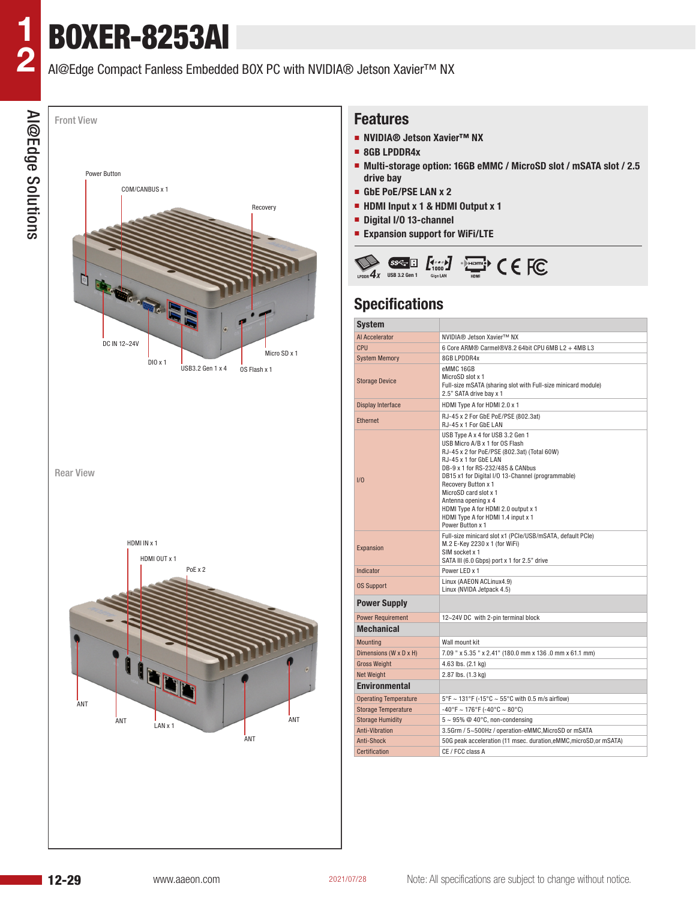# BOXER-8253AI

AI@Edge Compact Fanless Embedded BOX PC with NVIDIA® Jetson Xavier™ NX

Front View

Power Button
COM/CANBUS x 1
Recovery
DC IN 12~24V
DIO x 1
USB3.2 Gen 1 x 4
OS Flash x 1
Micro SD x 1

Rear View

HDMI IN x 1
HDMI OUT x 1
PoE x 2
ANT
ANT
LAN x 1
ANT
ANT

## Features

- NVIDIA® Jetson Xavier™ NX
- 8GB LPDDR4x
- Multi-storage option: 16GB eMMC / MicroSD slot / mSATA slot / 2.5 drive bay
- GbE PoE/PSE LAN x 2
- HDMI Input x 1 & HDMI Output x 1
- Digital I/O 13-channel
- Expansion support for WiFi/LTE

LPDDR 4x | USB 3.2 Gen 1 | Giga LAN | HDMI | CE | FC

## Specifications

| System | |
|---|---|
| AI Accelerator | NVIDIA® Jetson Xavier™ NX |
| CPU | 6 Core ARM® Carmel®V8.2 64bit CPU 6MB L2 + 4MB L3 |
| System Memory | 8GB LPDDR4x |
| Storage Device | eMMC 16GB<br>MicroSD slot x 1<br>Full-size mSATA (sharing slot with Full-size minicard module)<br>2.5" SATA drive bay x 1 |
| Display Interface | HDMI Type A for HDMI 2.0 x 1 |
| Ethernet | RJ-45 x 2 For GbE PoE/PSE (802.3at)<br>RJ-45 x 1 For GbE LAN |
| I/O | USB Type A x 4 for USB 3.2 Gen 1<br>USB Micro A/B x 1 for OS Flash<br>RJ-45 x 2 for PoE/PSE (802.3at) (Total 60W)<br>RJ-45 x 1 for GbE LAN<br>DB-9 x 1 for RS-232/485 & CANbus<br>DB15 x1 for Digital I/O 13-Channel (programmable)<br>Recovery Button x 1<br>MicroSD card slot x 1<br>Antenna opening x 4<br>HDMI Type A for HDMI 2.0 output x 1<br>HDMI Type A for HDMI 1.4 input x 1<br>Power Button x 1 |
| Expansion | Full-size minicard slot x1 (PCIe/USB/mSATA, default PCIe)<br>M.2 E-Key 2230 x 1 (for WiFi)<br>SIM socket x 1<br>SATA III (6.0 Gbps) port x 1 for 2.5" drive |
| Indicator | Power LED x 1 |
| OS Support | Linux (AAEON ACLinux4.9)<br>Linux (NVIDA Jetpack 4.5) |
| **Power Supply** | |
| Power Requirement | 12~24V DC with 2-pin terminal block |
| **Mechanical** | |
| Mounting | Wall mount kit |
| Dimensions (W x D x H) | 7.09 " x 5.35 " x 2.41" (180.0 mm x 136 .0 mm x 61.1 mm) |
| Gross Weight | 4.63 lbs. (2.1 kg) |
| Net Weight | 2.87 lbs. (1.3 kg) |
| **Environmental** | |
| Operating Temperature | 5°F ~ 131°F (-15°C ~ 55°C with 0.5 m/s airflow) |
| Storage Temperature | -40°F ~ 176°F (-40°C ~ 80°C) |
| Storage Humidity | 5 ~ 95% @ 40°C, non-condensing |
| Anti-Vibration | 3.5Grm / 5~500Hz / operation-eMMC,MicroSD or mSATA |
| Anti-Shock | 50G peak acceleration (11 msec. duration,eMMC,microSD,or mSATA) |
| Certification | CE / FCC class A |

www.aaeon.com 2021/07/28 Note: All specifications are subject to change without notice.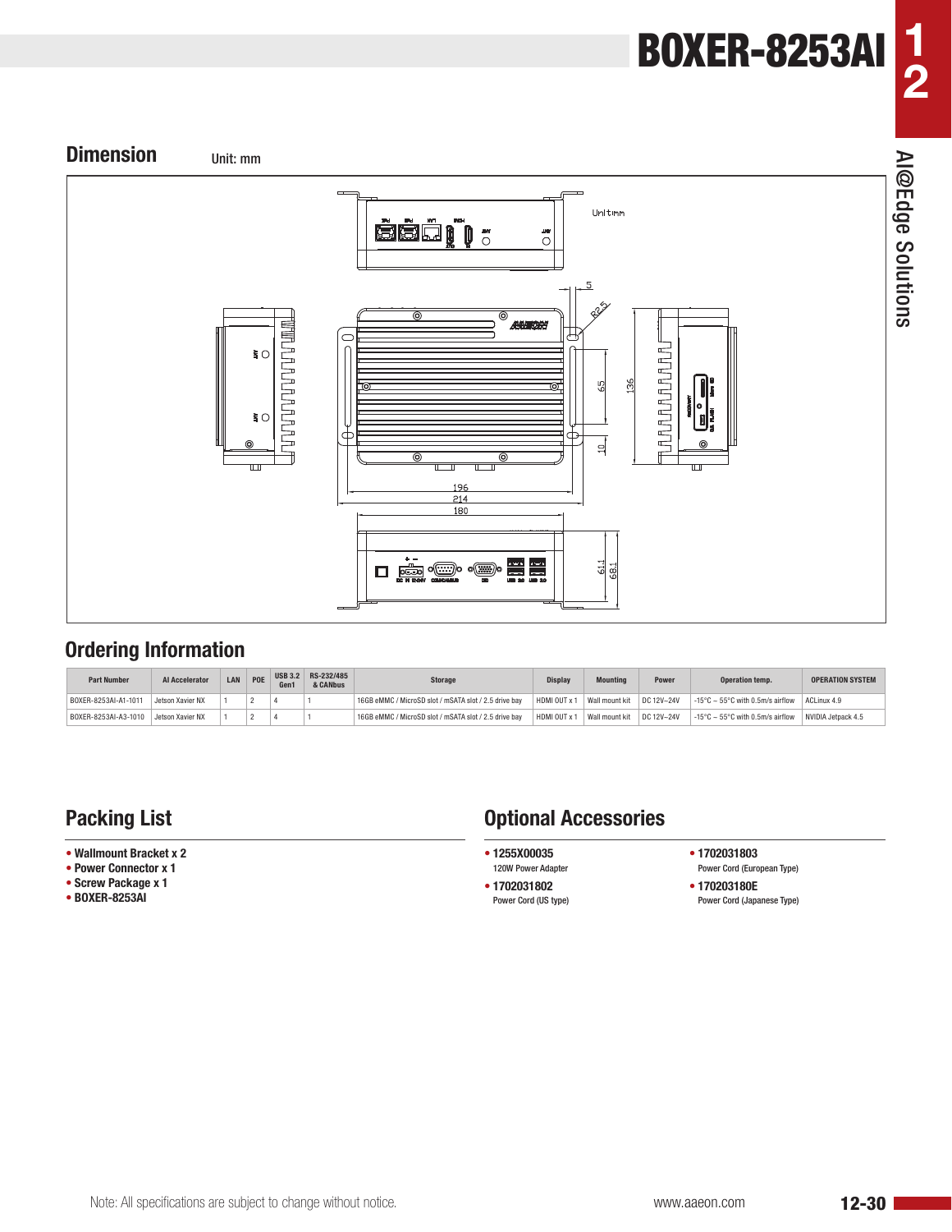# BOXER-8253AI

## Dimension

Unit: mm

Unit:mm

5

R2.5

65

136

10

196

214

180

61.1

68.1

## Ordering Information

| Part Number | AI Accelerator | LAN | POE | USB 3.2 Gen1 | RS-232/485 & CANbus | Storage | Display | Mounting | Power | Operation temp. | OPERATION SYSTEM |
|---|---|---|---|---|---|---|---|---|---|---|---|
| BOXER-8253AI-A1-1011 | Jetson Xavier NX | 1 | 2 | 4 | 1 | 16GB eMMC / MicroSD slot / mSATA slot / 2.5 drive bay | HDMI OUT x 1 | Wall mount kit | DC 12V~24V | -15°C ~ 55°C with 0.5m/s airflow | ACLinux 4.9 |
| BOXER-8253AI-A3-1010 | Jetson Xavier NX | 1 | 2 | 4 | 1 | 16GB eMMC / MicroSD slot / mSATA slot / 2.5 drive bay | HDMI OUT x 1 | Wall mount kit | DC 12V~24V | -15°C ~ 55°C with 0.5m/s airflow | NVIDIA Jetpack 4.5 |

## Packing List

- **Wallmount Bracket x 2**
- **Power Connector x 1**
- **Screw Package x 1**
- **BOXER-8253AI**

## Optional Accessories

- **1255X00035**
  120W Power Adapter
- **1702031802**
  Power Cord (US type)
- **1702031803**
  Power Cord (European Type)
- **170203180E**
  Power Cord (Japanese Type)

Note: All specifications are subject to change without notice.